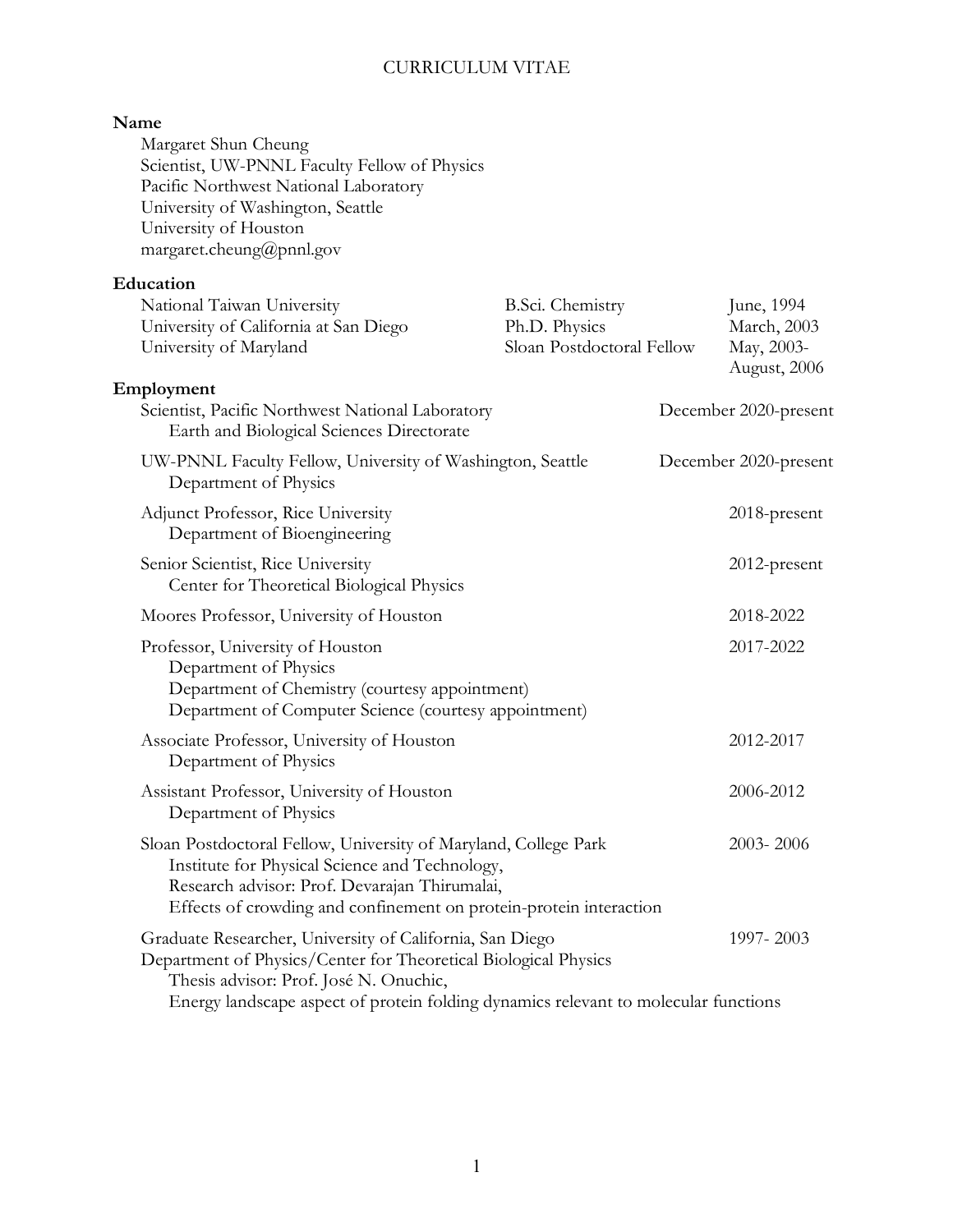# CURRICULUM VITAE

## Name

Margaret Shun Cheung
Scientist, UW-PNNL Faculty Fellow of Physics
Pacific Northwest National Laboratory
University of Washington, Seattle
University of Houston
margaret.cheung@pnnl.gov

## Education

| | | |
|---|---|---|
| National Taiwan University | B.Sci. Chemistry | June, 1994 |
| University of California at San Diego | Ph.D. Physics | March, 2003 |
| University of Maryland | Sloan Postdoctoral Fellow | May, 2003-August, 2006 |

## Employment

Scientist, Pacific Northwest National Laboratory — December 2020-present
Earth and Biological Sciences Directorate

UW-PNNL Faculty Fellow, University of Washington, Seattle — December 2020-present
Department of Physics

Adjunct Professor, Rice University — 2018-present
Department of Bioengineering

Senior Scientist, Rice University — 2012-present
Center for Theoretical Biological Physics

Moores Professor, University of Houston — 2018-2022

Professor, University of Houston — 2017-2022
Department of Physics
Department of Chemistry (courtesy appointment)
Department of Computer Science (courtesy appointment)

Associate Professor, University of Houston — 2012-2017
Department of Physics

Assistant Professor, University of Houston — 2006-2012
Department of Physics

Sloan Postdoctoral Fellow, University of Maryland, College Park — 2003- 2006
Institute for Physical Science and Technology,
Research advisor: Prof. Devarajan Thirumalai,
Effects of crowding and confinement on protein-protein interaction

Graduate Researcher, University of California, San Diego — 1997- 2003
Department of Physics/Center for Theoretical Biological Physics
Thesis advisor: Prof. José N. Onuchic,
Energy landscape aspect of protein folding dynamics relevant to molecular functions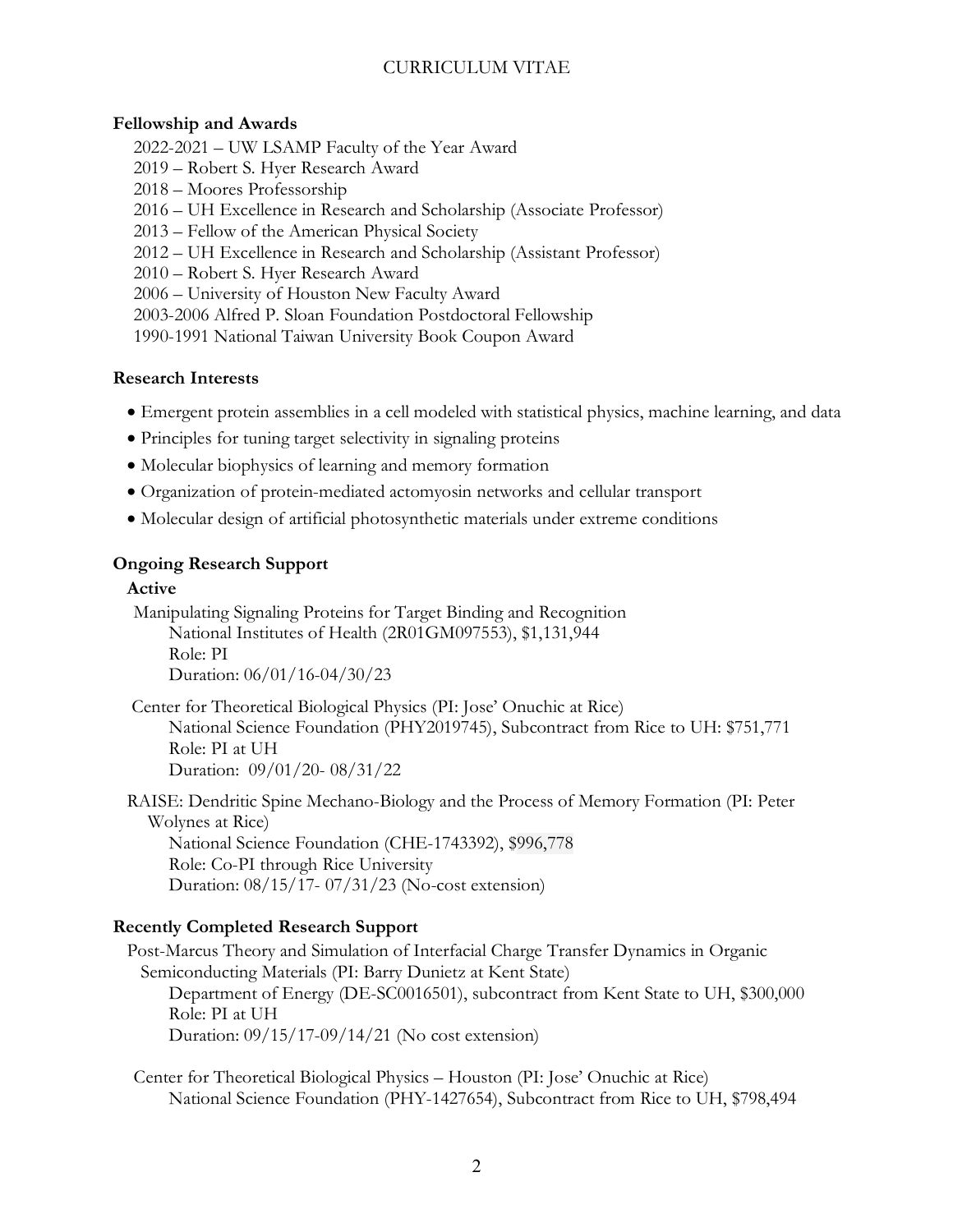## Fellowship and Awards

2022-2021 – UW LSAMP Faculty of the Year Award
2019 – Robert S. Hyer Research Award
2018 – Moores Professorship
2016 – UH Excellence in Research and Scholarship (Associate Professor)
2013 – Fellow of the American Physical Society
2012 – UH Excellence in Research and Scholarship (Assistant Professor)
2010 – Robert S. Hyer Research Award
2006 – University of Houston New Faculty Award
2003-2006 Alfred P. Sloan Foundation Postdoctoral Fellowship
1990-1991 National Taiwan University Book Coupon Award

## Research Interests

- Emergent protein assemblies in a cell modeled with statistical physics, machine learning, and data
- Principles for tuning target selectivity in signaling proteins
- Molecular biophysics of learning and memory formation
- Organization of protein-mediated actomyosin networks and cellular transport
- Molecular design of artificial photosynthetic materials under extreme conditions

## Ongoing Research Support

### Active

Manipulating Signaling Proteins for Target Binding and Recognition
National Institutes of Health (2R01GM097553), $1,131,944
Role: PI
Duration: 06/01/16-04/30/23

Center for Theoretical Biological Physics (PI: Jose' Onuchic at Rice)
National Science Foundation (PHY2019745), Subcontract from Rice to UH: $751,771
Role: PI at UH
Duration: 09/01/20- 08/31/22

RAISE: Dendritic Spine Mechano-Biology and the Process of Memory Formation (PI: Peter Wolynes at Rice)
National Science Foundation (CHE-1743392), $996,778
Role: Co-PI through Rice University
Duration: 08/15/17- 07/31/23 (No-cost extension)

## Recently Completed Research Support

Post-Marcus Theory and Simulation of Interfacial Charge Transfer Dynamics in Organic Semiconducting Materials (PI: Barry Dunietz at Kent State)
Department of Energy (DE-SC0016501), subcontract from Kent State to UH, $300,000
Role: PI at UH
Duration: 09/15/17-09/14/21 (No cost extension)

Center for Theoretical Biological Physics – Houston (PI: Jose' Onuchic at Rice)
National Science Foundation (PHY-1427654), Subcontract from Rice to UH, $798,494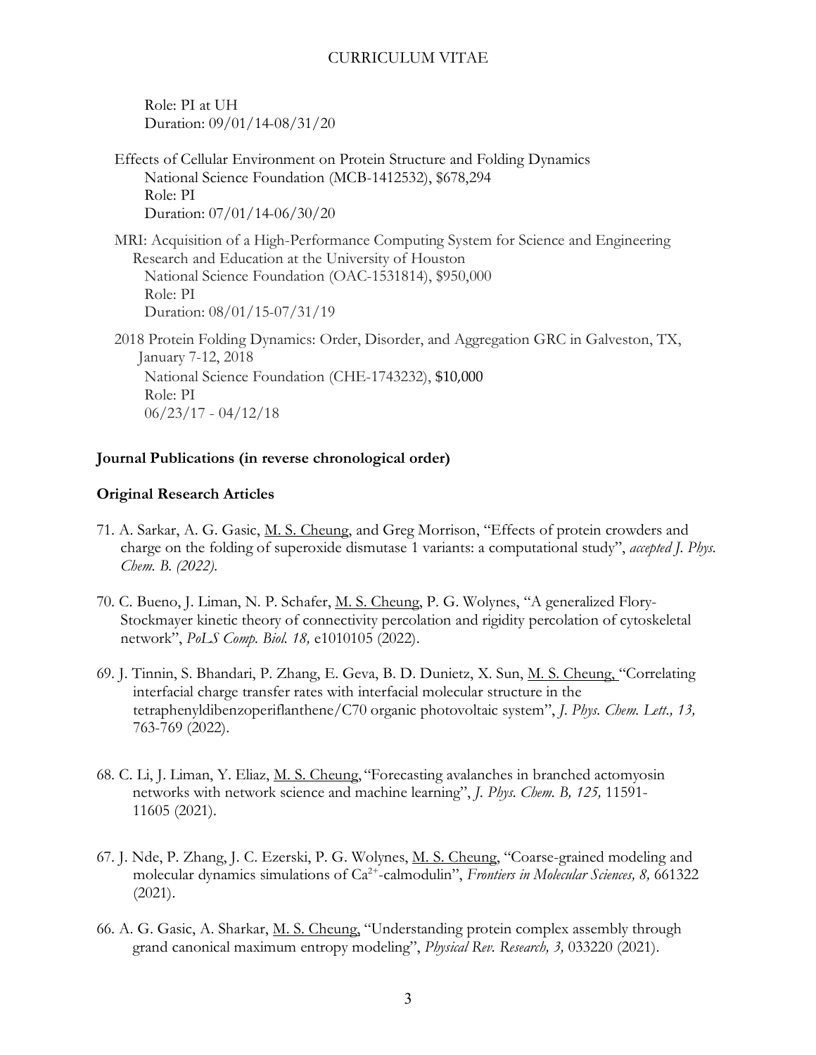Role: PI at UH
Duration: 09/01/14-08/31/20

Effects of Cellular Environment on Protein Structure and Folding Dynamics
National Science Foundation (MCB-1412532), $678,294
Role: PI
Duration: 07/01/14-06/30/20

MRI: Acquisition of a High-Performance Computing System for Science and Engineering Research and Education at the University of Houston
National Science Foundation (OAC-1531814), $950,000
Role: PI
Duration: 08/01/15-07/31/19

2018 Protein Folding Dynamics: Order, Disorder, and Aggregation GRC in Galveston, TX, January 7-12, 2018
National Science Foundation (CHE-1743232), $10,000
Role: PI
06/23/17 - 04/12/18

**Journal Publications (in reverse chronological order)**

**Original Research Articles**

71. A. Sarkar, A. G. Gasic, M. S. Cheung, and Greg Morrison, "Effects of protein crowders and charge on the folding of superoxide dismutase 1 variants: a computational study", *accepted J. Phys. Chem. B. (2022).*

70. C. Bueno, J. Liman, N. P. Schafer, M. S. Cheung, P. G. Wolynes, "A generalized Flory-Stockmayer kinetic theory of connectivity percolation and rigidity percolation of cytoskeletal network", *PoLS Comp. Biol. 18,* e1010105 (2022).

69. J. Tinnin, S. Bhandari, P. Zhang, E. Geva, B. D. Dunietz, X. Sun, M. S. Cheung, "Correlating interfacial charge transfer rates with interfacial molecular structure in the tetraphenyldibenzoperiflanthene/C70 organic photovoltaic system", *J. Phys. Chem. Lett., 13,* 763-769 (2022).

68. C. Li, J. Liman, Y. Eliaz, M. S. Cheung, "Forecasting avalanches in branched actomyosin networks with network science and machine learning", *J. Phys. Chem. B, 125,* 11591-11605 (2021).

67. J. Nde, P. Zhang, J. C. Ezerski, P. G. Wolynes, M. S. Cheung, "Coarse-grained modeling and molecular dynamics simulations of $Ca^{2+}$-calmodulin", *Frontiers in Molecular Sciences, 8,* 661322 (2021).

66. A. G. Gasic, A. Sharkar, M. S. Cheung, "Understanding protein complex assembly through grand canonical maximum entropy modeling", *Physical Rev. Research, 3,* 033220 (2021).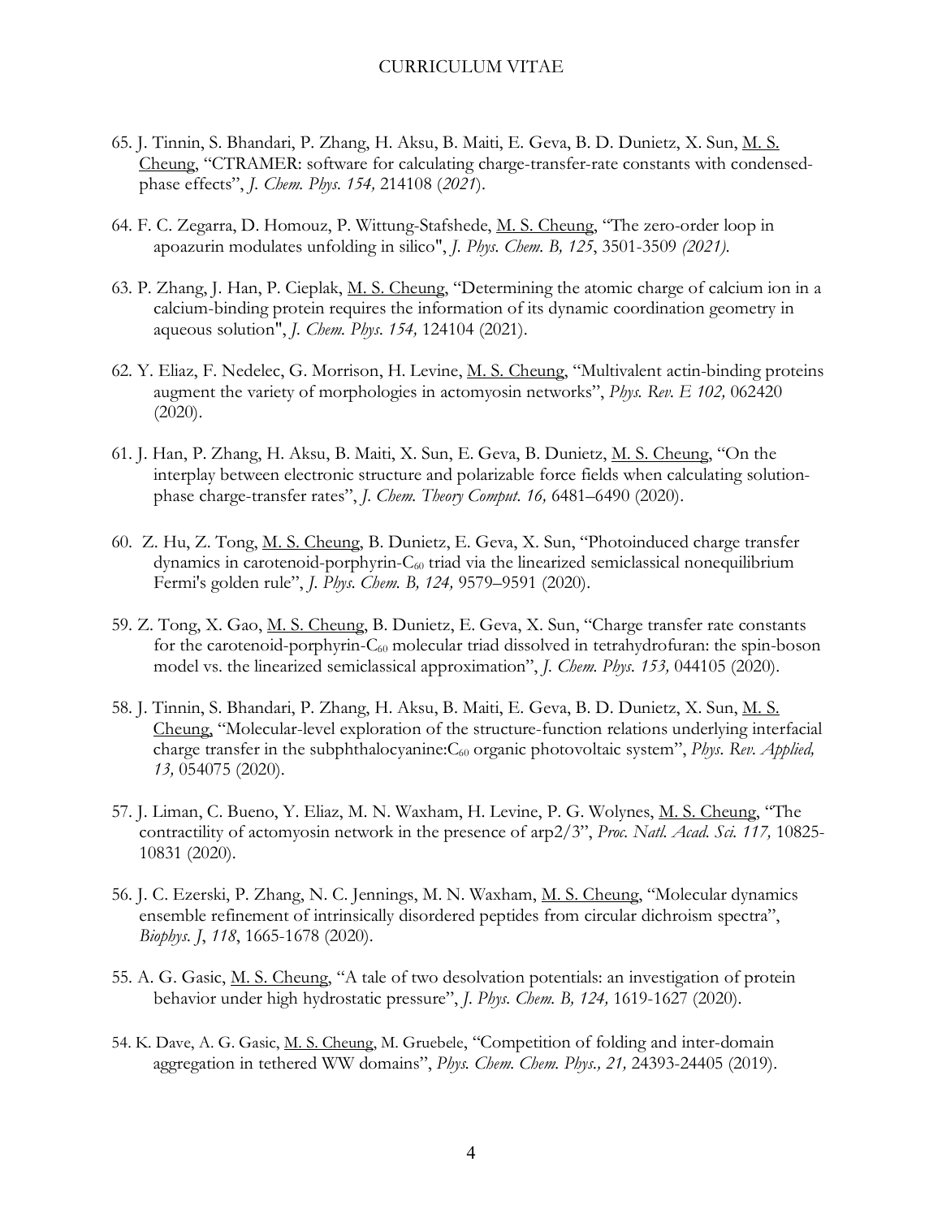65. J. Tinnin, S. Bhandari, P. Zhang, H. Aksu, B. Maiti, E. Geva, B. D. Dunietz, X. Sun, M. S. Cheung, "CTRAMER: software for calculating charge-transfer-rate constants with condensed-phase effects", *J. Chem. Phys. 154,* 214108 (*2021*).

64. F. C. Zegarra, D. Homouz, P. Wittung-Stafshede, M. S. Cheung, "The zero-order loop in apoazurin modulates unfolding in silico", *J. Phys. Chem. B, 125*, 3501-3509 *(2021).*

63. P. Zhang, J. Han, P. Cieplak, M. S. Cheung, "Determining the atomic charge of calcium ion in a calcium-binding protein requires the information of its dynamic coordination geometry in aqueous solution", *J. Chem. Phys. 154,* 124104 (2021).

62. Y. Eliaz, F. Nedelec, G. Morrison, H. Levine, M. S. Cheung, "Multivalent actin-binding proteins augment the variety of morphologies in actomyosin networks", *Phys. Rev. E 102,* 062420 (2020).

61. J. Han, P. Zhang, H. Aksu, B. Maiti, X. Sun, E. Geva, B. Dunietz, M. S. Cheung, "On the interplay between electronic structure and polarizable force fields when calculating solution-phase charge-transfer rates", *J. Chem. Theory Comput. 16,* 6481–6490 (2020).

60. Z. Hu, Z. Tong, M. S. Cheung, B. Dunietz, E. Geva, X. Sun, "Photoinduced charge transfer dynamics in carotenoid-porphyrin-$C_{60}$ triad via the linearized semiclassical nonequilibrium Fermi's golden rule", *J. Phys. Chem. B, 124,* 9579–9591 (2020).

59. Z. Tong, X. Gao, M. S. Cheung, B. Dunietz, E. Geva, X. Sun, "Charge transfer rate constants for the carotenoid-porphyrin-$C_{60}$ molecular triad dissolved in tetrahydrofuran: the spin-boson model vs. the linearized semiclassical approximation", *J. Chem. Phys. 153,* 044105 (2020).

58. J. Tinnin, S. Bhandari, P. Zhang, H. Aksu, B. Maiti, E. Geva, B. D. Dunietz, X. Sun, M. S. Cheung, "Molecular-level exploration of the structure-function relations underlying interfacial charge transfer in the subphthalocyanine:$C_{60}$ organic photovoltaic system", *Phys. Rev. Applied, 13,* 054075 (2020).

57. J. Liman, C. Bueno, Y. Eliaz, M. N. Waxham, H. Levine, P. G. Wolynes, M. S. Cheung, "The contractility of actomyosin network in the presence of arp2/3", *Proc. Natl. Acad. Sci. 117,* 10825-10831 (2020).

56. J. C. Ezerski, P. Zhang, N. C. Jennings, M. N. Waxham, M. S. Cheung, "Molecular dynamics ensemble refinement of intrinsically disordered peptides from circular dichroism spectra", *Biophys. J*, *118*, 1665-1678 (2020).

55. A. G. Gasic, M. S. Cheung, "A tale of two desolvation potentials: an investigation of protein behavior under high hydrostatic pressure", *J. Phys. Chem. B, 124,* 1619-1627 (2020).

54. K. Dave, A. G. Gasic, M. S. Cheung, M. Gruebele, "Competition of folding and inter-domain aggregation in tethered WW domains", *Phys. Chem. Chem. Phys., 21,* 24393-24405 (2019).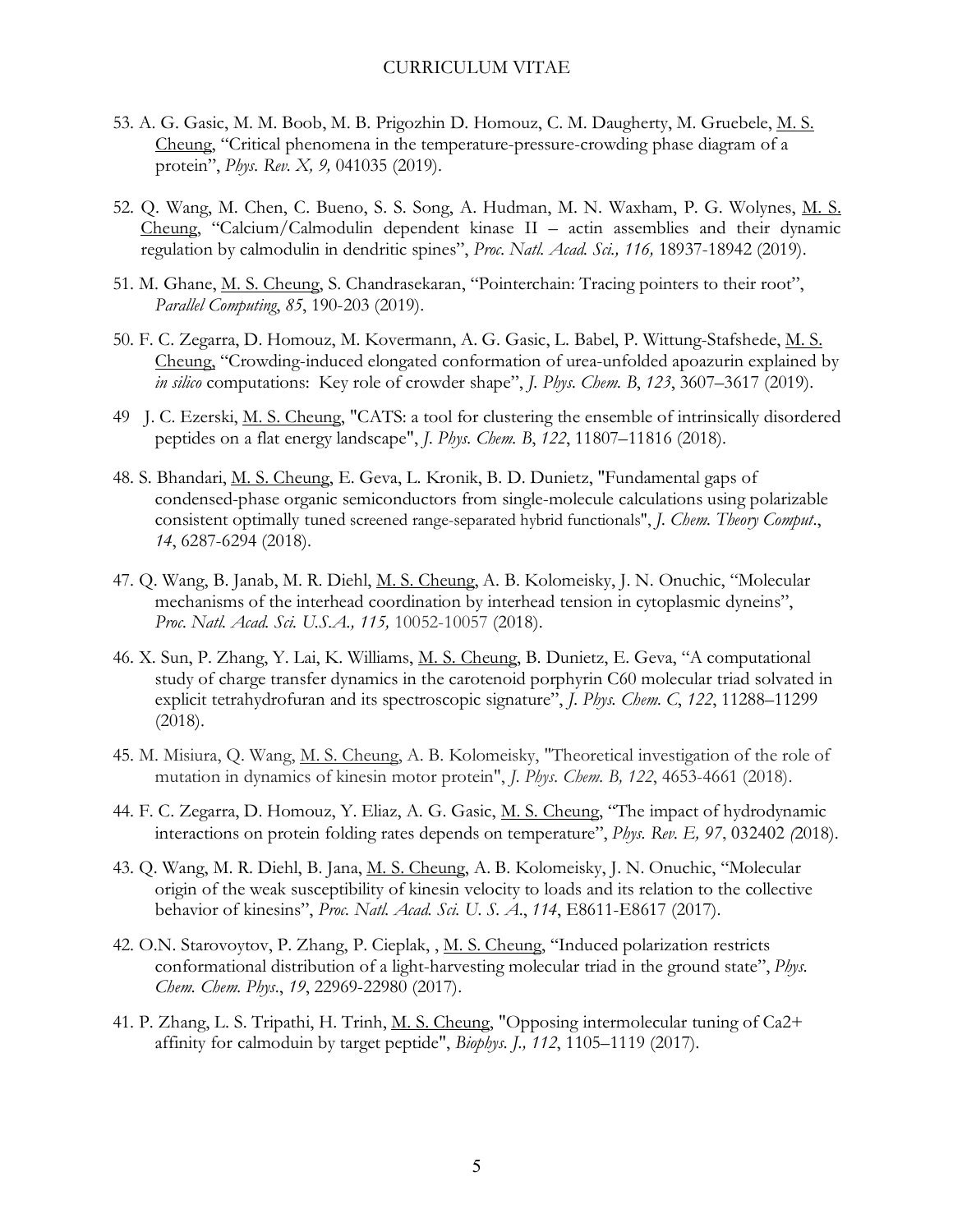53. A. G. Gasic, M. M. Boob, M. B. Prigozhin D. Homouz, C. M. Daugherty, M. Gruebele, M. S. Cheung, "Critical phenomena in the temperature-pressure-crowding phase diagram of a protein", *Phys. Rev. X, 9,* 041035 (2019).

52. Q. Wang, M. Chen, C. Bueno, S. S. Song, A. Hudman, M. N. Waxham, P. G. Wolynes, M. S. Cheung, "Calcium/Calmodulin dependent kinase II – actin assemblies and their dynamic regulation by calmodulin in dendritic spines", *Proc. Natl. Acad. Sci., 116,* 18937-18942 (2019).

51. M. Ghane, M. S. Cheung, S. Chandrasekaran, "Pointerchain: Tracing pointers to their root", *Parallel Computing, 85*, 190-203 (2019).

50. F. C. Zegarra, D. Homouz, M. Kovermann, A. G. Gasic, L. Babel, P. Wittung-Stafshede, M. S. Cheung, "Crowding-induced elongated conformation of urea-unfolded apoazurin explained by *in silico* computations: Key role of crowder shape", *J. Phys. Chem. B*, *123*, 3607–3617 (2019).

49 J. C. Ezerski, M. S. Cheung, "CATS: a tool for clustering the ensemble of intrinsically disordered peptides on a flat energy landscape", *J. Phys. Chem. B*, *122*, 11807–11816 (2018).

48. S. Bhandari, M. S. Cheung, E. Geva, L. Kronik, B. D. Dunietz, "Fundamental gaps of condensed-phase organic semiconductors from single-molecule calculations using polarizable consistent optimally tuned screened range-separated hybrid functionals", *J. Chem. Theory Comput.*, *14*, 6287-6294 (2018).

47. Q. Wang, B. Janab, M. R. Diehl, M. S. Cheung, A. B. Kolomeisky, J. N. Onuchic, "Molecular mechanisms of the interhead coordination by interhead tension in cytoplasmic dyneins", *Proc. Natl. Acad. Sci. U.S.A., 115,* 10052-10057 (2018).

46. X. Sun, P. Zhang, Y. Lai, K. Williams, M. S. Cheung, B. Dunietz, E. Geva, "A computational study of charge transfer dynamics in the carotenoid porphyrin C60 molecular triad solvated in explicit tetrahydrofuran and its spectroscopic signature", *J. Phys. Chem. C*, *122*, 11288–11299 (2018).

45. M. Misiura, Q. Wang, M. S. Cheung, A. B. Kolomeisky, "Theoretical investigation of the role of mutation in dynamics of kinesin motor protein", *J. Phys. Chem. B, 122*, 4653-4661 (2018).

44. F. C. Zegarra, D. Homouz, Y. Eliaz, A. G. Gasic, M. S. Cheung, "The impact of hydrodynamic interactions on protein folding rates depends on temperature", *Phys. Rev. E, 97*, 032402 (2018).

43. Q. Wang, M. R. Diehl, B. Jana, M. S. Cheung, A. B. Kolomeisky, J. N. Onuchic, "Molecular origin of the weak susceptibility of kinesin velocity to loads and its relation to the collective behavior of kinesins", *Proc. Natl. Acad. Sci. U. S. A.*, *114*, E8611-E8617 (2017).

42. O.N. Starovoytov, P. Zhang, P. Cieplak, , M. S. Cheung, "Induced polarization restricts conformational distribution of a light-harvesting molecular triad in the ground state", *Phys. Chem. Chem. Phys.*, *19*, 22969-22980 (2017).

41. P. Zhang, L. S. Tripathi, H. Trinh, M. S. Cheung, "Opposing intermolecular tuning of Ca2+ affinity for calmoduin by target peptide", *Biophys. J., 112*, 1105–1119 (2017).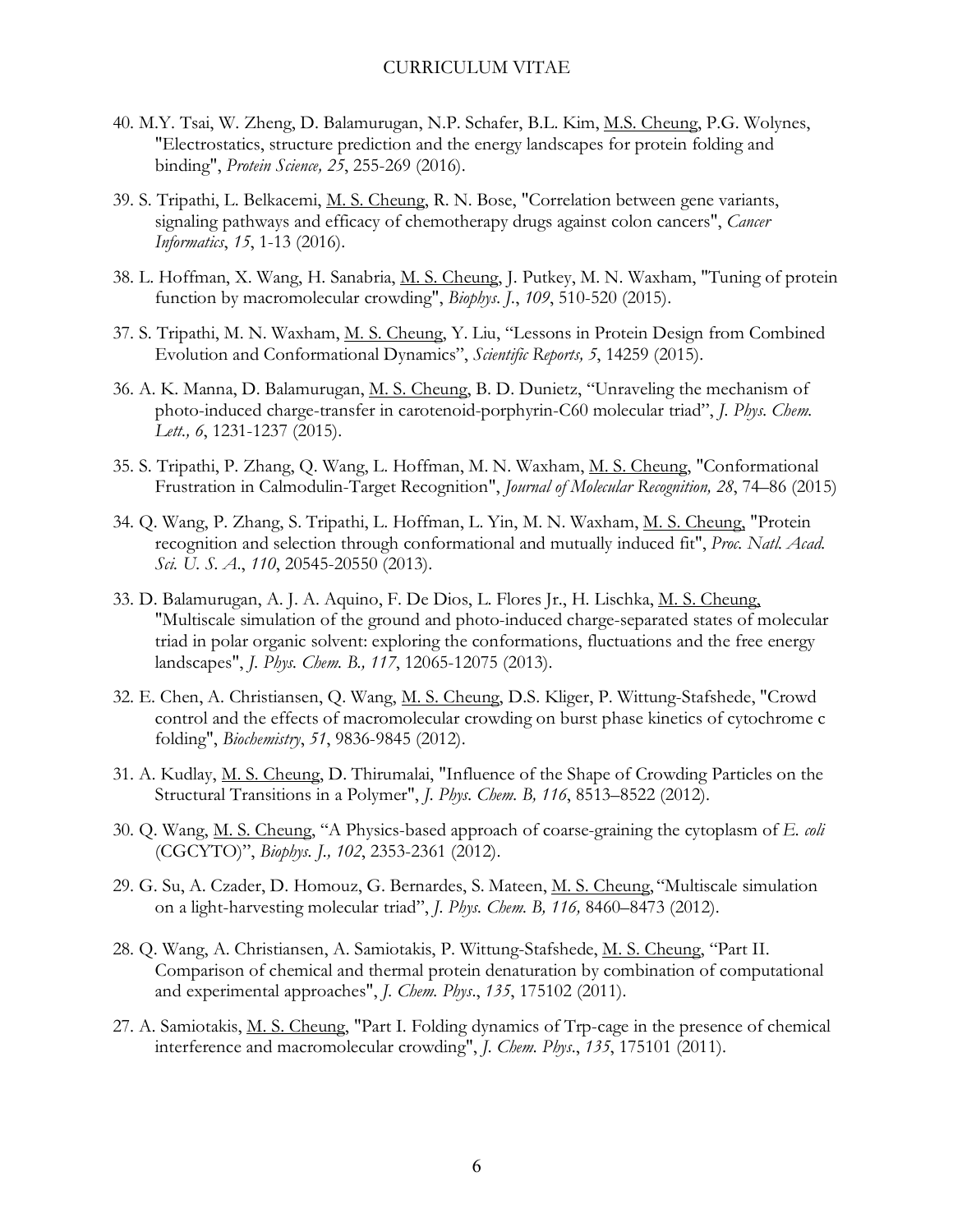40. M.Y. Tsai, W. Zheng, D. Balamurugan, N.P. Schafer, B.L. Kim, M.S. Cheung, P.G. Wolynes, "Electrostatics, structure prediction and the energy landscapes for protein folding and binding", *Protein Science, 25*, 255-269 (2016).

39. S. Tripathi, L. Belkacemi, M. S. Cheung, R. N. Bose, "Correlation between gene variants, signaling pathways and efficacy of chemotherapy drugs against colon cancers", *Cancer Informatics*, *15*, 1-13 (2016).

38. L. Hoffman, X. Wang, H. Sanabria, M. S. Cheung, J. Putkey, M. N. Waxham, "Tuning of protein function by macromolecular crowding", *Biophys. J.*, *109*, 510-520 (2015).

37. S. Tripathi, M. N. Waxham, M. S. Cheung, Y. Liu, "Lessons in Protein Design from Combined Evolution and Conformational Dynamics", *Scientific Reports, 5*, 14259 (2015).

36. A. K. Manna, D. Balamurugan, M. S. Cheung, B. D. Dunietz, "Unraveling the mechanism of photo-induced charge-transfer in carotenoid-porphyrin-C60 molecular triad", *J. Phys. Chem. Lett., 6*, 1231-1237 (2015).

35. S. Tripathi, P. Zhang, Q. Wang, L. Hoffman, M. N. Waxham, M. S. Cheung, "Conformational Frustration in Calmodulin-Target Recognition", *Journal of Molecular Recognition, 28*, 74–86 (2015)

34. Q. Wang, P. Zhang, S. Tripathi, L. Hoffman, L. Yin, M. N. Waxham, M. S. Cheung, "Protein recognition and selection through conformational and mutually induced fit", *Proc. Natl. Acad. Sci. U. S. A.*, *110*, 20545-20550 (2013).

33. D. Balamurugan, A. J. A. Aquino, F. De Dios, L. Flores Jr., H. Lischka, M. S. Cheung, "Multiscale simulation of the ground and photo-induced charge-separated states of molecular triad in polar organic solvent: exploring the conformations, fluctuations and the free energy landscapes", *J. Phys. Chem. B., 117*, 12065-12075 (2013).

32. E. Chen, A. Christiansen, Q. Wang, M. S. Cheung, D.S. Kliger, P. Wittung-Stafshede, "Crowd control and the effects of macromolecular crowding on burst phase kinetics of cytochrome c folding", *Biochemistry*, *51*, 9836-9845 (2012).

31. A. Kudlay, M. S. Cheung, D. Thirumalai, "Influence of the Shape of Crowding Particles on the Structural Transitions in a Polymer", *J. Phys. Chem. B, 116*, 8513–8522 (2012).

30. Q. Wang, M. S. Cheung, "A Physics-based approach of coarse-graining the cytoplasm of *E. coli* (CGCYTO)", *Biophys. J., 102*, 2353-2361 (2012).

29. G. Su, A. Czader, D. Homouz, G. Bernardes, S. Mateen, M. S. Cheung, "Multiscale simulation on a light-harvesting molecular triad", *J. Phys. Chem. B, 116,* 8460–8473 (2012).

28. Q. Wang, A. Christiansen, A. Samiotakis, P. Wittung-Stafshede, M. S. Cheung, "Part II. Comparison of chemical and thermal protein denaturation by combination of computational and experimental approaches", *J. Chem. Phys.*, *135*, 175102 (2011).

27. A. Samiotakis, M. S. Cheung, "Part I. Folding dynamics of Trp-cage in the presence of chemical interference and macromolecular crowding", *J. Chem. Phys.*, *135*, 175101 (2011).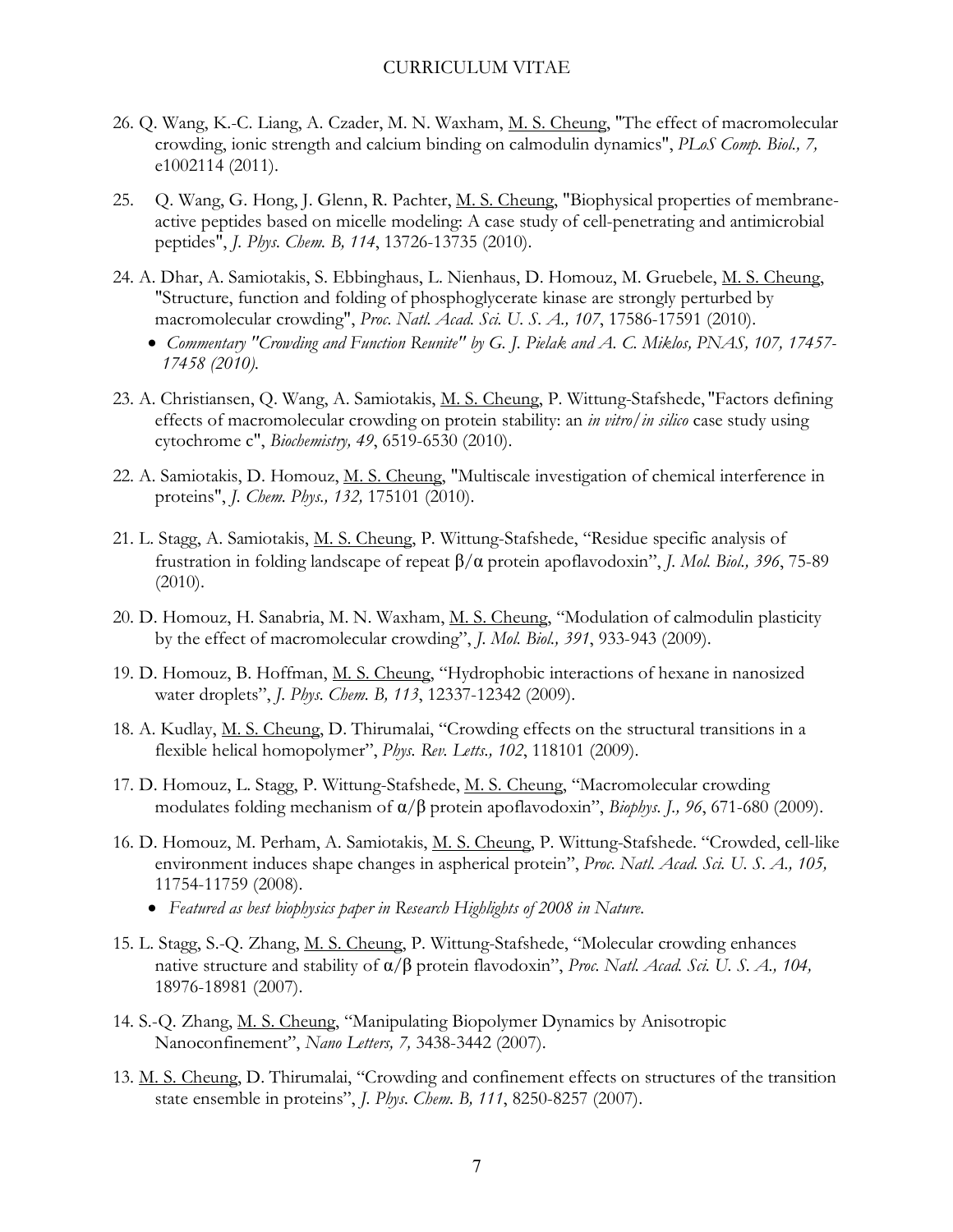26. Q. Wang, K.-C. Liang, A. Czader, M. N. Waxham, M. S. Cheung, "The effect of macromolecular crowding, ionic strength and calcium binding on calmodulin dynamics", *PLoS Comp. Biol., 7,* e1002114 (2011).

25. Q. Wang, G. Hong, J. Glenn, R. Pachter, M. S. Cheung, "Biophysical properties of membrane-active peptides based on micelle modeling: A case study of cell-penetrating and antimicrobial peptides", *J. Phys. Chem. B, 114*, 13726-13735 (2010).

24. A. Dhar, A. Samiotakis, S. Ebbinghaus, L. Nienhaus, D. Homouz, M. Gruebele, M. S. Cheung, "Structure, function and folding of phosphoglycerate kinase are strongly perturbed by macromolecular crowding", *Proc. Natl. Acad. Sci. U. S. A., 107*, 17586-17591 (2010).
    - *Commentary "Crowding and Function Reunite" by G. J. Pielak and A. C. Miklos, PNAS, 107, 17457-17458 (2010).*

23. A. Christiansen, Q. Wang, A. Samiotakis, M. S. Cheung, P. Wittung-Stafshede, "Factors defining effects of macromolecular crowding on protein stability: an *in vitro/in silico* case study using cytochrome c", *Biochemistry, 49*, 6519-6530 (2010).

22. A. Samiotakis, D. Homouz, M. S. Cheung, "Multiscale investigation of chemical interference in proteins", *J. Chem. Phys., 132,* 175101 (2010).

21. L. Stagg, A. Samiotakis, M. S. Cheung, P. Wittung-Stafshede, "Residue specific analysis of frustration in folding landscape of repeat β/α protein apoflavodoxin", *J. Mol. Biol., 396*, 75-89 (2010).

20. D. Homouz, H. Sanabria, M. N. Waxham, M. S. Cheung, "Modulation of calmodulin plasticity by the effect of macromolecular crowding", *J. Mol. Biol., 391*, 933-943 (2009).

19. D. Homouz, B. Hoffman, M. S. Cheung, "Hydrophobic interactions of hexane in nanosized water droplets", *J. Phys. Chem. B, 113*, 12337-12342 (2009).

18. A. Kudlay, M. S. Cheung, D. Thirumalai, "Crowding effects on the structural transitions in a flexible helical homopolymer", *Phys. Rev. Letts., 102*, 118101 (2009).

17. D. Homouz, L. Stagg, P. Wittung-Stafshede, M. S. Cheung, "Macromolecular crowding modulates folding mechanism of α/β protein apoflavodoxin", *Biophys. J., 96*, 671-680 (2009).

16. D. Homouz, M. Perham, A. Samiotakis, M. S. Cheung, P. Wittung-Stafshede. "Crowded, cell-like environment induces shape changes in aspherical protein", *Proc. Natl. Acad. Sci. U. S. A., 105,* 11754-11759 (2008).
    - *Featured as best biophysics paper in Research Highlights of 2008 in Nature.*

15. L. Stagg, S.-Q. Zhang, M. S. Cheung, P. Wittung-Stafshede, "Molecular crowding enhances native structure and stability of α/β protein flavodoxin", *Proc. Natl. Acad. Sci. U. S. A., 104,* 18976-18981 (2007).

14. S.-Q. Zhang, M. S. Cheung, "Manipulating Biopolymer Dynamics by Anisotropic Nanoconfinement", *Nano Letters, 7,* 3438-3442 (2007).

13. M. S. Cheung, D. Thirumalai, "Crowding and confinement effects on structures of the transition state ensemble in proteins", *J. Phys. Chem. B, 111*, 8250-8257 (2007).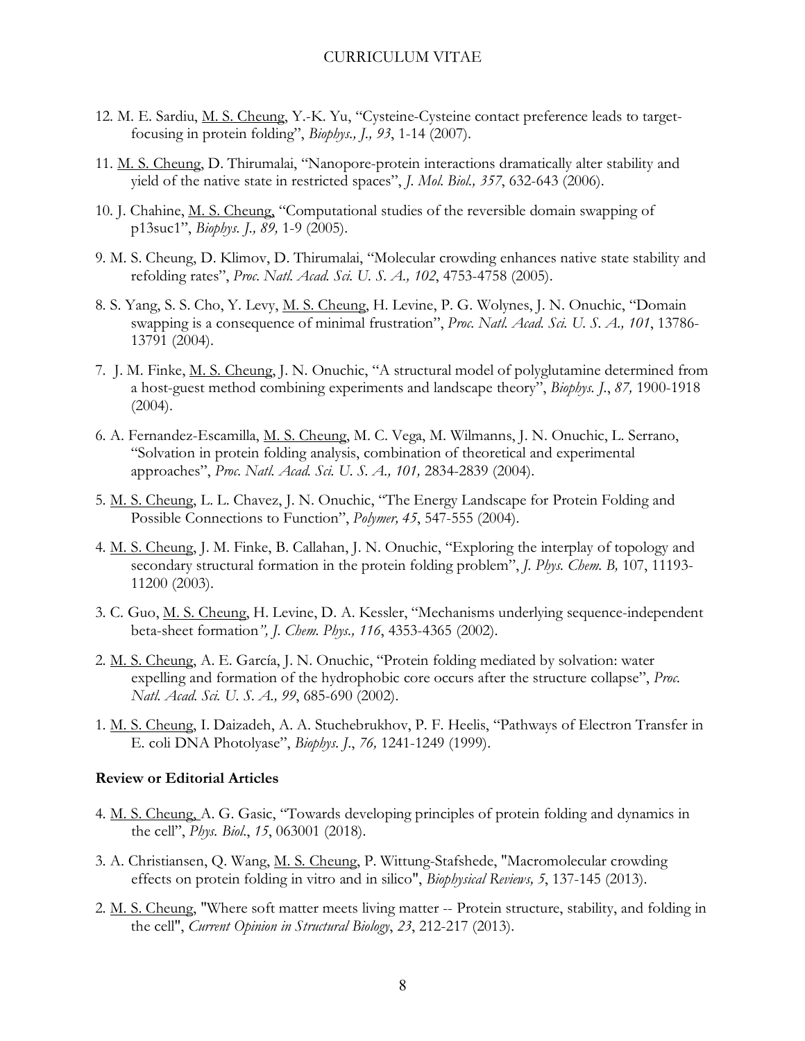12. M. E. Sardiu, M. S. Cheung, Y.-K. Yu, "Cysteine-Cysteine contact preference leads to target-focusing in protein folding", *Biophys., J., 93*, 1-14 (2007).

11. M. S. Cheung, D. Thirumalai, "Nanopore-protein interactions dramatically alter stability and yield of the native state in restricted spaces", *J. Mol. Biol., 357*, 632-643 (2006).

10. J. Chahine, M. S. Cheung, "Computational studies of the reversible domain swapping of p13suc1", *Biophys. J., 89,* 1-9 (2005).

9. M. S. Cheung, D. Klimov, D. Thirumalai, "Molecular crowding enhances native state stability and refolding rates", *Proc. Natl. Acad. Sci. U. S. A., 102*, 4753-4758 (2005).

8. S. Yang, S. S. Cho, Y. Levy, M. S. Cheung, H. Levine, P. G. Wolynes, J. N. Onuchic, "Domain swapping is a consequence of minimal frustration", *Proc. Natl. Acad. Sci. U. S. A., 101*, 13786-13791 (2004).

7. J. M. Finke, M. S. Cheung, J. N. Onuchic, "A structural model of polyglutamine determined from a host-guest method combining experiments and landscape theory", *Biophys. J.*, *87,* 1900-1918 (2004).

6. A. Fernandez-Escamilla, M. S. Cheung, M. C. Vega, M. Wilmanns, J. N. Onuchic, L. Serrano, "Solvation in protein folding analysis, combination of theoretical and experimental approaches", *Proc. Natl. Acad. Sci. U. S. A., 101,* 2834-2839 (2004).

5. M. S. Cheung, L. L. Chavez, J. N. Onuchic, "The Energy Landscape for Protein Folding and Possible Connections to Function", *Polymer, 45*, 547-555 (2004).

4. M. S. Cheung, J. M. Finke, B. Callahan, J. N. Onuchic, "Exploring the interplay of topology and secondary structural formation in the protein folding problem", *J. Phys. Chem. B,* 107, 11193-11200 (2003).

3. C. Guo, M. S. Cheung, H. Levine, D. A. Kessler, "Mechanisms underlying sequence-independent beta-sheet formation*", J. Chem. Phys., 116*, 4353-4365 (2002).

2. M. S. Cheung, A. E. García, J. N. Onuchic, "Protein folding mediated by solvation: water expelling and formation of the hydrophobic core occurs after the structure collapse", *Proc. Natl. Acad. Sci. U. S. A., 99*, 685-690 (2002).

1. M. S. Cheung, I. Daizadeh, A. A. Stuchebrukhov, P. F. Heelis, "Pathways of Electron Transfer in E. coli DNA Photolyase", *Biophys. J.*, *76,* 1241-1249 (1999).

**Review or Editorial Articles**

4. M. S. Cheung, A. G. Gasic, "Towards developing principles of protein folding and dynamics in the cell", *Phys. Biol.*, *15*, 063001 (2018).

3. A. Christiansen, Q. Wang, M. S. Cheung, P. Wittung-Stafshede, "Macromolecular crowding effects on protein folding in vitro and in silico", *Biophysical Reviews, 5*, 137-145 (2013).

2. M. S. Cheung, "Where soft matter meets living matter -- Protein structure, stability, and folding in the cell", *Current Opinion in Structural Biology*, *23*, 212-217 (2013).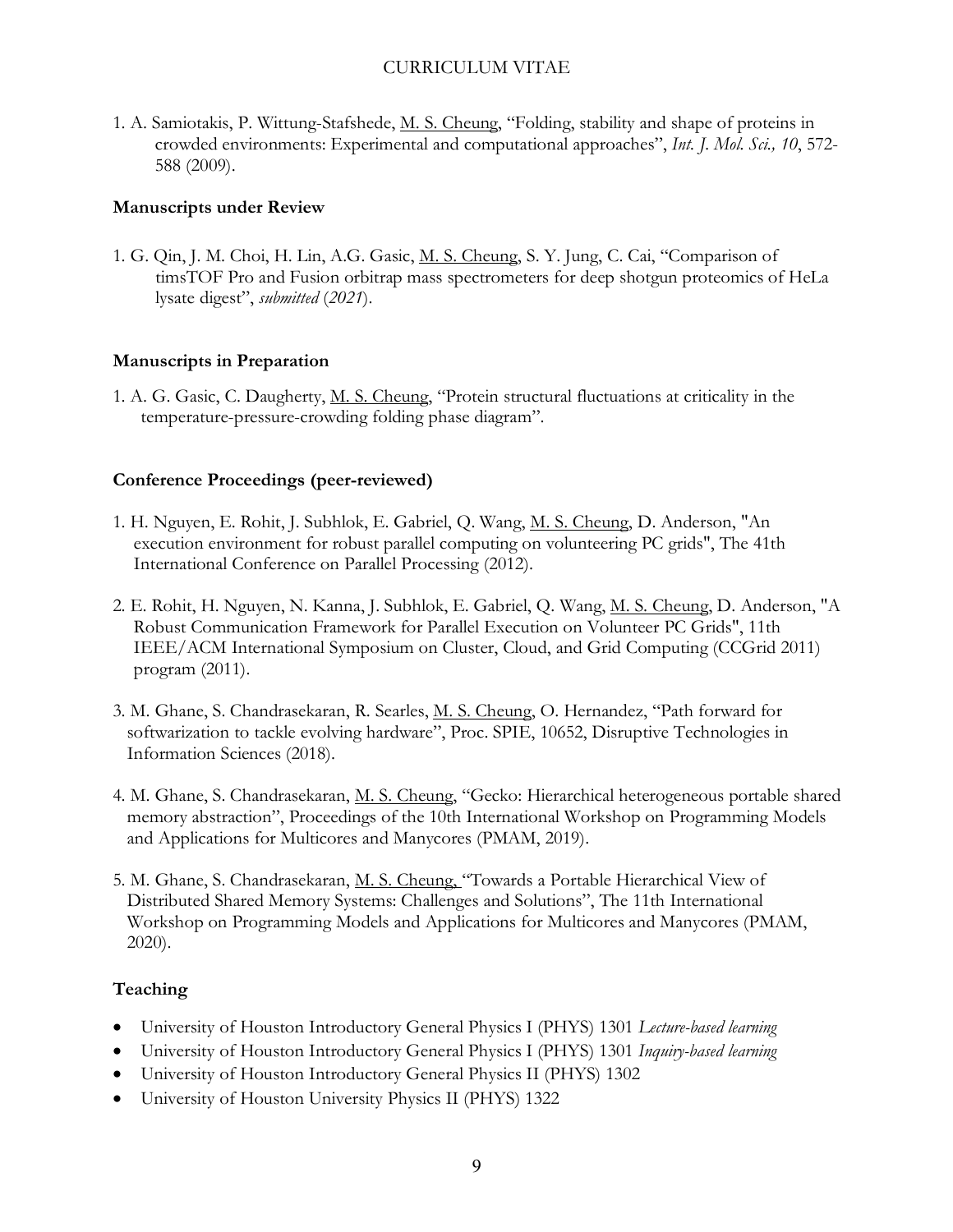1. A. Samiotakis, P. Wittung-Stafshede, M. S. Cheung, "Folding, stability and shape of proteins in crowded environments: Experimental and computational approaches", *Int. J. Mol. Sci., 10*, 572-588 (2009).

**Manuscripts under Review**

1. G. Qin, J. M. Choi, H. Lin, A.G. Gasic, M. S. Cheung, S. Y. Jung, C. Cai, "Comparison of timsTOF Pro and Fusion orbitrap mass spectrometers for deep shotgun proteomics of HeLa lysate digest", *submitted* (*2021*).

**Manuscripts in Preparation**

1. A. G. Gasic, C. Daugherty, M. S. Cheung, "Protein structural fluctuations at criticality in the temperature-pressure-crowding folding phase diagram".

**Conference Proceedings (peer-reviewed)**

1. H. Nguyen, E. Rohit, J. Subhlok, E. Gabriel, Q. Wang, M. S. Cheung, D. Anderson, "An execution environment for robust parallel computing on volunteering PC grids", The 41th International Conference on Parallel Processing (2012).

2. E. Rohit, H. Nguyen, N. Kanna, J. Subhlok, E. Gabriel, Q. Wang, M. S. Cheung, D. Anderson, "A Robust Communication Framework for Parallel Execution on Volunteer PC Grids", 11th IEEE/ACM International Symposium on Cluster, Cloud, and Grid Computing (CCGrid 2011) program (2011).

3. M. Ghane, S. Chandrasekaran, R. Searles, M. S. Cheung, O. Hernandez, "Path forward for softwarization to tackle evolving hardware", Proc. SPIE, 10652, Disruptive Technologies in Information Sciences (2018).

4. M. Ghane, S. Chandrasekaran, M. S. Cheung, "Gecko: Hierarchical heterogeneous portable shared memory abstraction", Proceedings of the 10th International Workshop on Programming Models and Applications for Multicores and Manycores (PMAM, 2019).

5. M. Ghane, S. Chandrasekaran, M. S. Cheung, "Towards a Portable Hierarchical View of Distributed Shared Memory Systems: Challenges and Solutions", The 11th International Workshop on Programming Models and Applications for Multicores and Manycores (PMAM, 2020).

## Teaching

- University of Houston Introductory General Physics I (PHYS) 1301 *Lecture-based learning*
- University of Houston Introductory General Physics I (PHYS) 1301 *Inquiry-based learning*
- University of Houston Introductory General Physics II (PHYS) 1302
- University of Houston University Physics II (PHYS) 1322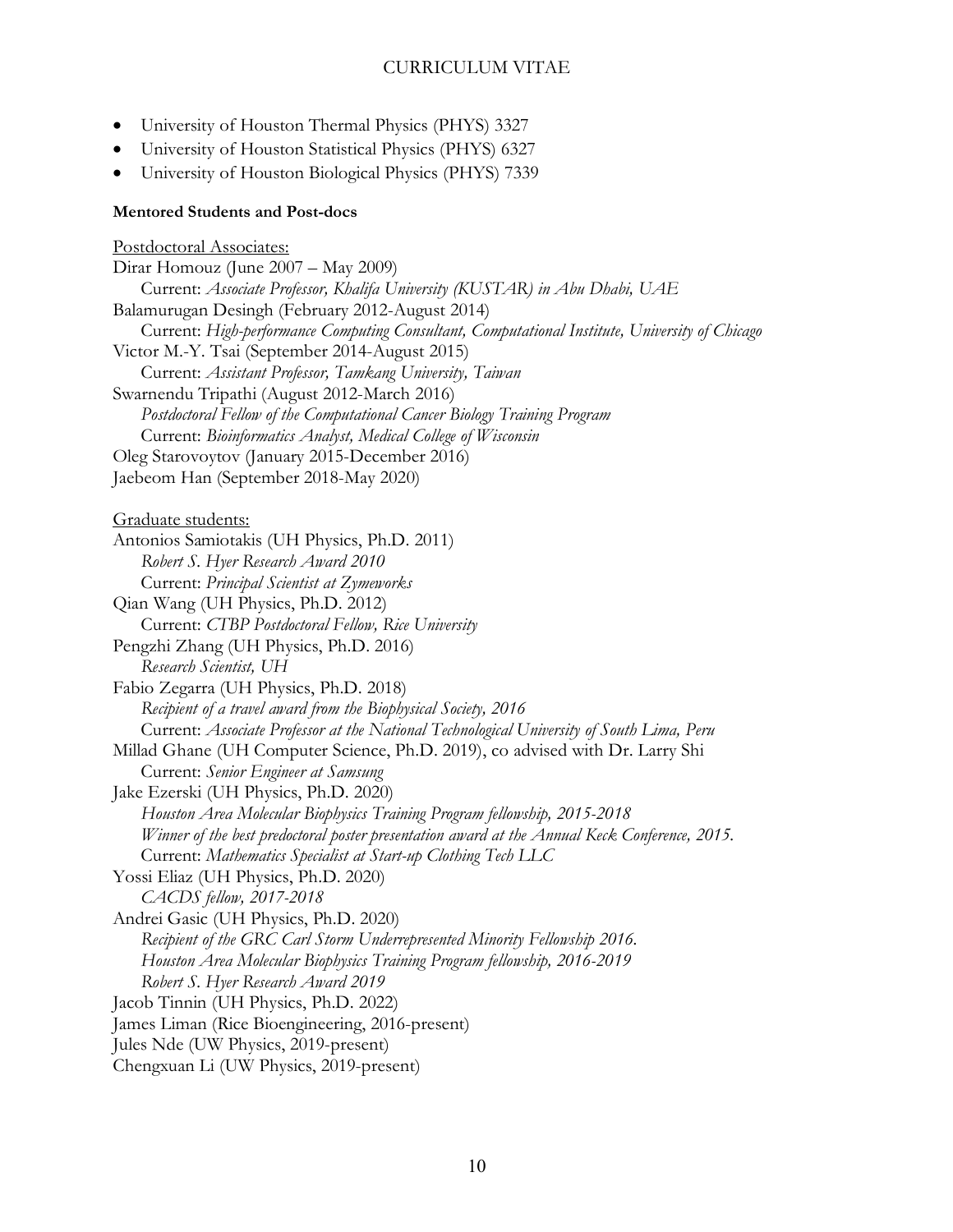- University of Houston Thermal Physics (PHYS) 3327
- University of Houston Statistical Physics (PHYS) 6327
- University of Houston Biological Physics (PHYS) 7339

**Mentored Students and Post-docs**

Postdoctoral Associates:

Dirar Homouz (June 2007 – May 2009)
Current: *Associate Professor, Khalifa University (KUSTAR) in Abu Dhabi, UAE*

Balamurugan Desingh (February 2012-August 2014)
Current: *High-performance Computing Consultant, Computational Institute, University of Chicago*

Victor M.-Y. Tsai (September 2014-August 2015)
Current: *Assistant Professor, Tamkang University, Taiwan*

Swarnendu Tripathi (August 2012-March 2016)
*Postdoctoral Fellow of the Computational Cancer Biology Training Program*
Current: *Bioinformatics Analyst, Medical College of Wisconsin*

Oleg Starovoytov (January 2015-December 2016)

Jaebeom Han (September 2018-May 2020)

Graduate students:

Antonios Samiotakis (UH Physics, Ph.D. 2011)
*Robert S. Hyer Research Award 2010*
Current: *Principal Scientist at Zymeworks*

Qian Wang (UH Physics, Ph.D. 2012)
Current: *CTBP Postdoctoral Fellow, Rice University*

Pengzhi Zhang (UH Physics, Ph.D. 2016)
*Research Scientist, UH*

Fabio Zegarra (UH Physics, Ph.D. 2018)
*Recipient of a travel award from the Biophysical Society, 2016*
Current: *Associate Professor at the National Technological University of South Lima, Peru*

Millad Ghane (UH Computer Science, Ph.D. 2019), co advised with Dr. Larry Shi
Current: *Senior Engineer at Samsung*

Jake Ezerski (UH Physics, Ph.D. 2020)
*Houston Area Molecular Biophysics Training Program fellowship, 2015-2018*
*Winner of the best predoctoral poster presentation award at the Annual Keck Conference, 2015.*
Current: *Mathematics Specialist at Start-up Clothing Tech LLC*

Yossi Eliaz (UH Physics, Ph.D. 2020)
*CACDS fellow, 2017-2018*

Andrei Gasic (UH Physics, Ph.D. 2020)
*Recipient of the GRC Carl Storm Underrepresented Minority Fellowship 2016.*
*Houston Area Molecular Biophysics Training Program fellowship, 2016-2019*
*Robert S. Hyer Research Award 2019*

Jacob Tinnin (UH Physics, Ph.D. 2022)

James Liman (Rice Bioengineering, 2016-present)

Jules Nde (UW Physics, 2019-present)

Chengxuan Li (UW Physics, 2019-present)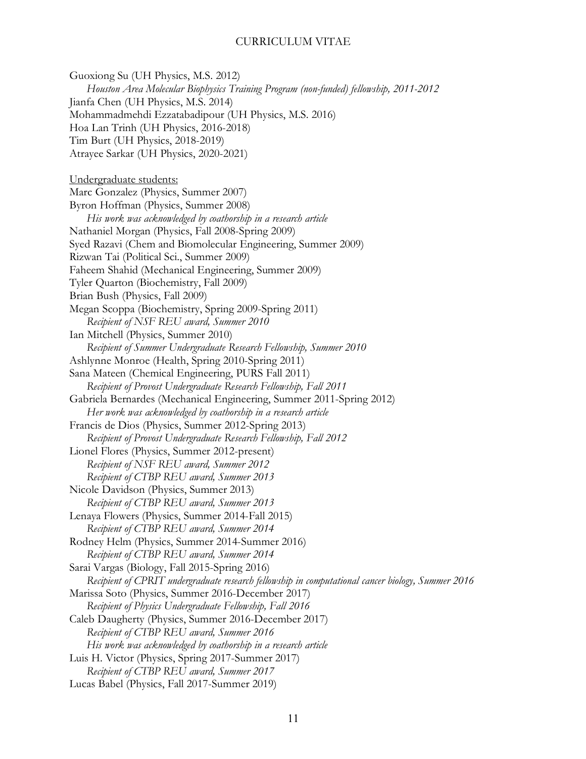Guoxiong Su (UH Physics, M.S. 2012)
*Houston Area Molecular Biophysics Training Program (non-funded) fellowship, 2011-2012*
Jianfa Chen (UH Physics, M.S. 2014)
Mohammadmehdi Ezzatabadipour (UH Physics, M.S. 2016)
Hoa Lan Trinh (UH Physics, 2016-2018)
Tim Burt (UH Physics, 2018-2019)
Atrayee Sarkar (UH Physics, 2020-2021)

<u>Undergraduate students:</u>
Marc Gonzalez (Physics, Summer 2007)
Byron Hoffman (Physics, Summer 2008)
*His work was acknowledged by coathorship in a research article*
Nathaniel Morgan (Physics, Fall 2008-Spring 2009)
Syed Razavi (Chem and Biomolecular Engineering, Summer 2009)
Rizwan Tai (Political Sci., Summer 2009)
Faheem Shahid (Mechanical Engineering, Summer 2009)
Tyler Quarton (Biochemistry, Fall 2009)
Brian Bush (Physics, Fall 2009)
Megan Scoppa (Biochemistry, Spring 2009-Spring 2011)
*Recipient of NSF REU award, Summer 2010*
Ian Mitchell (Physics, Summer 2010)
*Recipient of Summer Undergraduate Research Fellowship, Summer 2010*
Ashlynne Monroe (Health, Spring 2010-Spring 2011)
Sana Mateen (Chemical Engineering, PURS Fall 2011)
*Recipient of Provost Undergraduate Research Fellowship, Fall 2011*
Gabriela Bernardes (Mechanical Engineering, Summer 2011-Spring 2012)
*Her work was acknowledged by coathorship in a research article*
Francis de Dios (Physics, Summer 2012-Spring 2013)
*Recipient of Provost Undergraduate Research Fellowship, Fall 2012*
Lionel Flores (Physics, Summer 2012-present)
*Recipient of NSF REU award, Summer 2012*
*Recipient of CTBP REU award, Summer 2013*
Nicole Davidson (Physics, Summer 2013)
*Recipient of CTBP REU award, Summer 2013*
Lenaya Flowers (Physics, Summer 2014-Fall 2015)
*Recipient of CTBP REU award, Summer 2014*
Rodney Helm (Physics, Summer 2014-Summer 2016)
*Recipient of CTBP REU award, Summer 2014*
Sarai Vargas (Biology, Fall 2015-Spring 2016)
*Recipient of CPRIT undergraduate research fellowship in computational cancer biology, Summer 2016*
Marissa Soto (Physics, Summer 2016-December 2017)
*Recipient of Physics Undergraduate Fellowship, Fall 2016*
Caleb Daugherty (Physics, Summer 2016-December 2017)
*Recipient of CTBP REU award, Summer 2016*
*His work was acknowledged by coathorship in a research article*
Luis H. Victor (Physics, Spring 2017-Summer 2017)
*Recipient of CTBP REU award, Summer 2017*
Lucas Babel (Physics, Fall 2017-Summer 2019)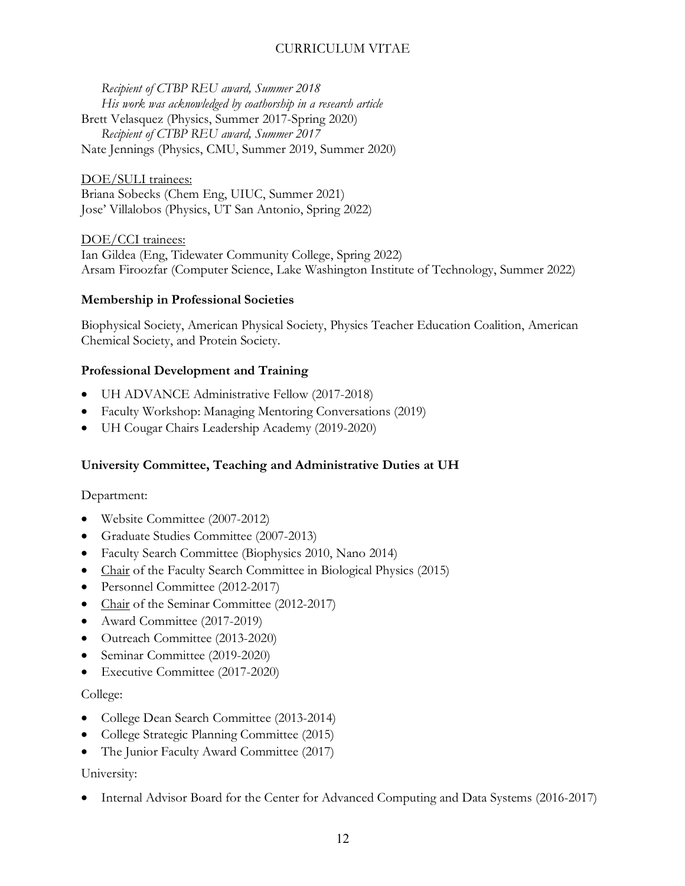*Recipient of CTBP REU award, Summer 2018*
*His work was acknowledged by coathorship in a research article*
Brett Velasquez (Physics, Summer 2017-Spring 2020)
*Recipient of CTBP REU award, Summer 2017*
Nate Jennings (Physics, CMU, Summer 2019, Summer 2020)

DOE/SULI trainees:
Briana Sobecks (Chem Eng, UIUC, Summer 2021)
Jose' Villalobos (Physics, UT San Antonio, Spring 2022)

DOE/CCI trainees:
Ian Gildea (Eng, Tidewater Community College, Spring 2022)
Arsam Firoozfar (Computer Science, Lake Washington Institute of Technology, Summer 2022)

**Membership in Professional Societies**

Biophysical Society, American Physical Society, Physics Teacher Education Coalition, American Chemical Society, and Protein Society.

**Professional Development and Training**

- UH ADVANCE Administrative Fellow (2017-2018)
- Faculty Workshop: Managing Mentoring Conversations (2019)
- UH Cougar Chairs Leadership Academy (2019-2020)

**University Committee, Teaching and Administrative Duties at UH**

Department:

- Website Committee (2007-2012)
- Graduate Studies Committee (2007-2013)
- Faculty Search Committee (Biophysics 2010, Nano 2014)
- Chair of the Faculty Search Committee in Biological Physics (2015)
- Personnel Committee (2012-2017)
- Chair of the Seminar Committee (2012-2017)
- Award Committee (2017-2019)
- Outreach Committee (2013-2020)
- Seminar Committee (2019-2020)
- Executive Committee (2017-2020)

College:

- College Dean Search Committee (2013-2014)
- College Strategic Planning Committee (2015)
- The Junior Faculty Award Committee (2017)

University:

- Internal Advisor Board for the Center for Advanced Computing and Data Systems (2016-2017)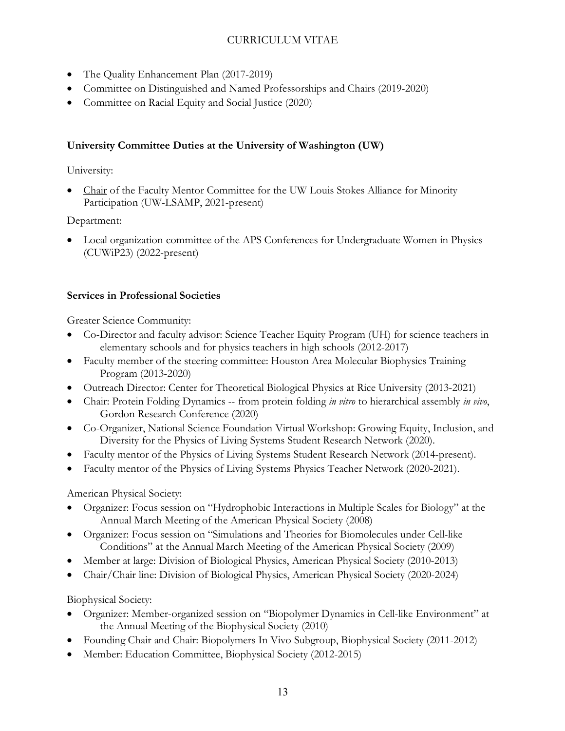- The Quality Enhancement Plan (2017-2019)
- Committee on Distinguished and Named Professorships and Chairs (2019-2020)
- Committee on Racial Equity and Social Justice (2020)

**University Committee Duties at the University of Washington (UW)**

University:

- <u>Chair</u> of the Faculty Mentor Committee for the UW Louis Stokes Alliance for Minority Participation (UW-LSAMP, 2021-present)

Department:

- Local organization committee of the APS Conferences for Undergraduate Women in Physics (CUWiP23) (2022-present)

**Services in Professional Societies**

Greater Science Community:

- Co-Director and faculty advisor: Science Teacher Equity Program (UH) for science teachers in elementary schools and for physics teachers in high schools (2012-2017)
- Faculty member of the steering committee: Houston Area Molecular Biophysics Training Program (2013-2020)
- Outreach Director: Center for Theoretical Biological Physics at Rice University (2013-2021)
- Chair: Protein Folding Dynamics -- from protein folding *in vitro* to hierarchical assembly *in vivo*, Gordon Research Conference (2020)
- Co-Organizer, National Science Foundation Virtual Workshop: Growing Equity, Inclusion, and Diversity for the Physics of Living Systems Student Research Network (2020).
- Faculty mentor of the Physics of Living Systems Student Research Network (2014-present).
- Faculty mentor of the Physics of Living Systems Physics Teacher Network (2020-2021).

American Physical Society:

- Organizer: Focus session on "Hydrophobic Interactions in Multiple Scales for Biology" at the Annual March Meeting of the American Physical Society (2008)
- Organizer: Focus session on "Simulations and Theories for Biomolecules under Cell-like Conditions" at the Annual March Meeting of the American Physical Society (2009)
- Member at large: Division of Biological Physics, American Physical Society (2010-2013)
- Chair/Chair line: Division of Biological Physics, American Physical Society (2020-2024)

Biophysical Society:

- Organizer: Member-organized session on "Biopolymer Dynamics in Cell-like Environment" at the Annual Meeting of the Biophysical Society (2010)
- Founding Chair and Chair: Biopolymers In Vivo Subgroup, Biophysical Society (2011-2012)
- Member: Education Committee, Biophysical Society (2012-2015)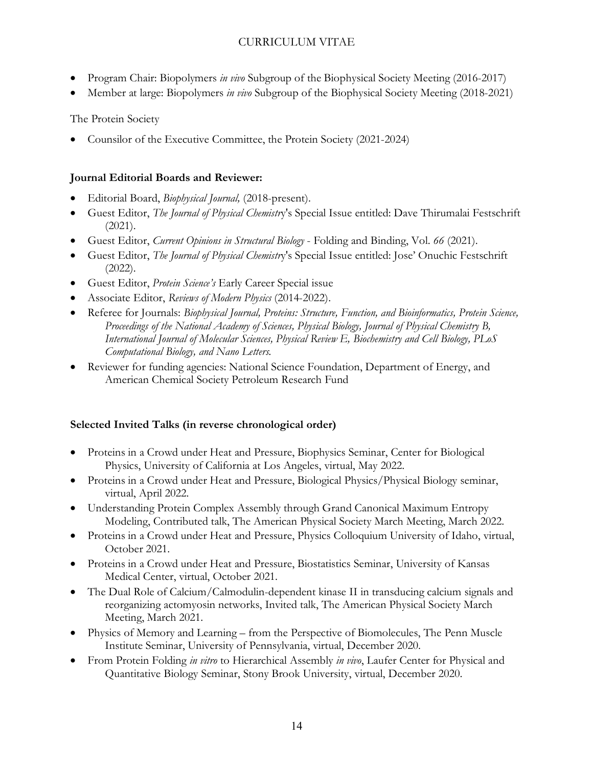- Program Chair: Biopolymers *in vivo* Subgroup of the Biophysical Society Meeting (2016-2017)
- Member at large: Biopolymers *in vivo* Subgroup of the Biophysical Society Meeting (2018-2021)

The Protein Society

- Counsilor of the Executive Committee, the Protein Society (2021-2024)

**Journal Editorial Boards and Reviewer:**

- Editorial Board, *Biophysical Journal,* (2018-present).
- Guest Editor, *The Journal of Physical Chemistry*'s Special Issue entitled: Dave Thirumalai Festschrift (2021).
- Guest Editor, *Current Opinions in Structural Biology* - Folding and Binding, Vol. *66* (2021).
- Guest Editor, *The Journal of Physical Chemistry*'s Special Issue entitled: Jose' Onuchic Festschrift (2022).
- Guest Editor, *Protein Science's* Early Career Special issue
- Associate Editor, *Reviews of Modern Physics* (2014-2022).
- Referee for Journals: *Biophysical Journal, Proteins: Structure, Function, and Bioinformatics, Protein Science, Proceedings of the National Academy of Sciences, Physical Biology, Journal of Physical Chemistry B, International Journal of Molecular Sciences, Physical Review E, Biochemistry and Cell Biology, PLoS Computational Biology, and Nano Letters.*
- Reviewer for funding agencies: National Science Foundation, Department of Energy, and American Chemical Society Petroleum Research Fund

**Selected Invited Talks (in reverse chronological order)**

- Proteins in a Crowd under Heat and Pressure, Biophysics Seminar, Center for Biological Physics, University of California at Los Angeles, virtual, May 2022.
- Proteins in a Crowd under Heat and Pressure, Biological Physics/Physical Biology seminar, virtual, April 2022.
- Understanding Protein Complex Assembly through Grand Canonical Maximum Entropy Modeling, Contributed talk, The American Physical Society March Meeting, March 2022.
- Proteins in a Crowd under Heat and Pressure, Physics Colloquium University of Idaho, virtual, October 2021.
- Proteins in a Crowd under Heat and Pressure, Biostatistics Seminar, University of Kansas Medical Center, virtual, October 2021.
- The Dual Role of Calcium/Calmodulin-dependent kinase II in transducing calcium signals and reorganizing actomyosin networks, Invited talk, The American Physical Society March Meeting, March 2021.
- Physics of Memory and Learning – from the Perspective of Biomolecules, The Penn Muscle Institute Seminar, University of Pennsylvania, virtual, December 2020.
- From Protein Folding *in vitro* to Hierarchical Assembly *in vivo*, Laufer Center for Physical and Quantitative Biology Seminar, Stony Brook University, virtual, December 2020.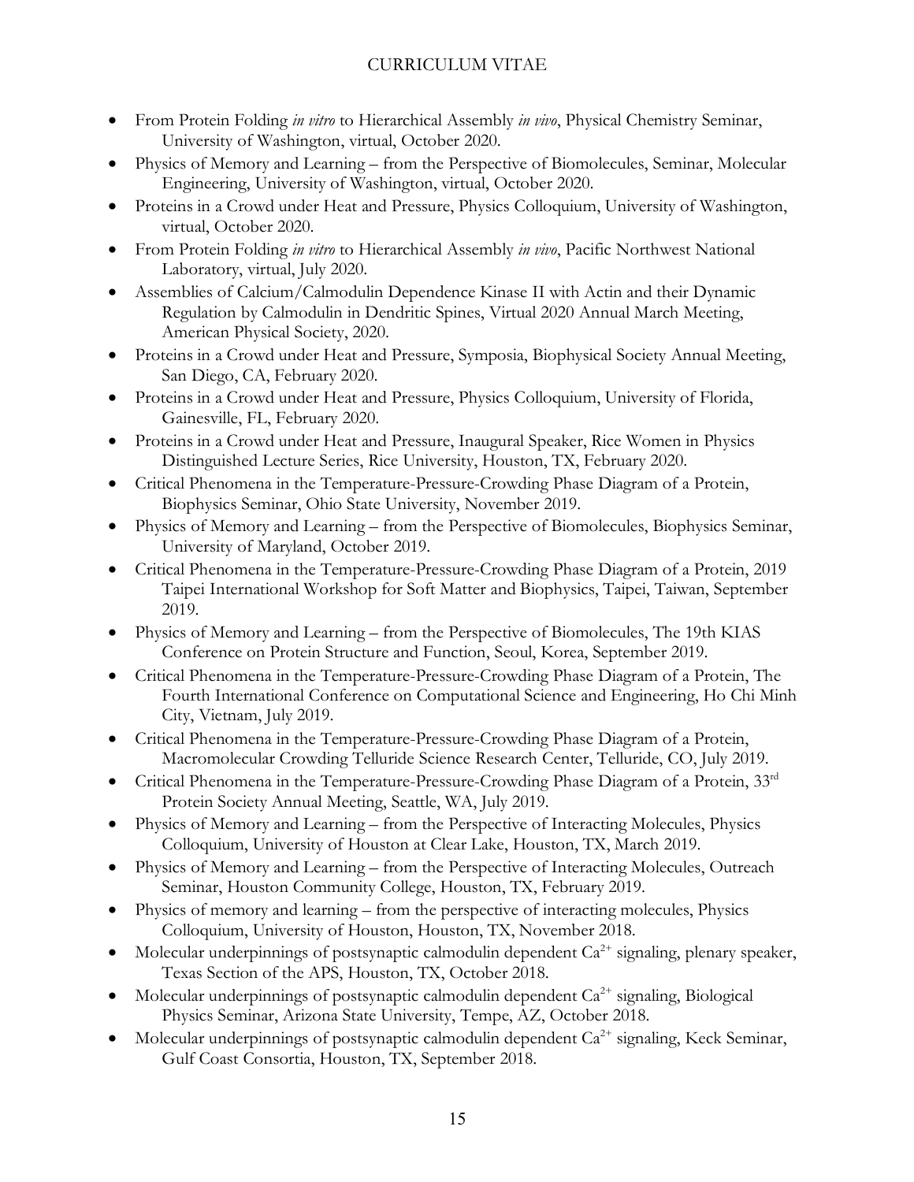- From Protein Folding *in vitro* to Hierarchical Assembly *in vivo*, Physical Chemistry Seminar, University of Washington, virtual, October 2020.
- Physics of Memory and Learning – from the Perspective of Biomolecules, Seminar, Molecular Engineering, University of Washington, virtual, October 2020.
- Proteins in a Crowd under Heat and Pressure, Physics Colloquium, University of Washington, virtual, October 2020.
- From Protein Folding *in vitro* to Hierarchical Assembly *in vivo*, Pacific Northwest National Laboratory, virtual, July 2020.
- Assemblies of Calcium/Calmodulin Dependence Kinase II with Actin and their Dynamic Regulation by Calmodulin in Dendritic Spines, Virtual 2020 Annual March Meeting, American Physical Society, 2020.
- Proteins in a Crowd under Heat and Pressure, Symposia, Biophysical Society Annual Meeting, San Diego, CA, February 2020.
- Proteins in a Crowd under Heat and Pressure, Physics Colloquium, University of Florida, Gainesville, FL, February 2020.
- Proteins in a Crowd under Heat and Pressure, Inaugural Speaker, Rice Women in Physics Distinguished Lecture Series, Rice University, Houston, TX, February 2020.
- Critical Phenomena in the Temperature-Pressure-Crowding Phase Diagram of a Protein, Biophysics Seminar, Ohio State University, November 2019.
- Physics of Memory and Learning – from the Perspective of Biomolecules, Biophysics Seminar, University of Maryland, October 2019.
- Critical Phenomena in the Temperature-Pressure-Crowding Phase Diagram of a Protein, 2019 Taipei International Workshop for Soft Matter and Biophysics, Taipei, Taiwan, September 2019.
- Physics of Memory and Learning – from the Perspective of Biomolecules, The 19th KIAS Conference on Protein Structure and Function, Seoul, Korea, September 2019.
- Critical Phenomena in the Temperature-Pressure-Crowding Phase Diagram of a Protein, The Fourth International Conference on Computational Science and Engineering, Ho Chi Minh City, Vietnam, July 2019.
- Critical Phenomena in the Temperature-Pressure-Crowding Phase Diagram of a Protein, Macromolecular Crowding Telluride Science Research Center, Telluride, CO, July 2019.
- Critical Phenomena in the Temperature-Pressure-Crowding Phase Diagram of a Protein, 33rd Protein Society Annual Meeting, Seattle, WA, July 2019.
- Physics of Memory and Learning – from the Perspective of Interacting Molecules, Physics Colloquium, University of Houston at Clear Lake, Houston, TX, March 2019.
- Physics of Memory and Learning – from the Perspective of Interacting Molecules, Outreach Seminar, Houston Community College, Houston, TX, February 2019.
- Physics of memory and learning – from the perspective of interacting molecules, Physics Colloquium, University of Houston, Houston, TX, November 2018.
- Molecular underpinnings of postsynaptic calmodulin dependent $Ca^{2+}$ signaling, plenary speaker, Texas Section of the APS, Houston, TX, October 2018.
- Molecular underpinnings of postsynaptic calmodulin dependent $Ca^{2+}$ signaling, Biological Physics Seminar, Arizona State University, Tempe, AZ, October 2018.
- Molecular underpinnings of postsynaptic calmodulin dependent $Ca^{2+}$ signaling, Keck Seminar, Gulf Coast Consortia, Houston, TX, September 2018.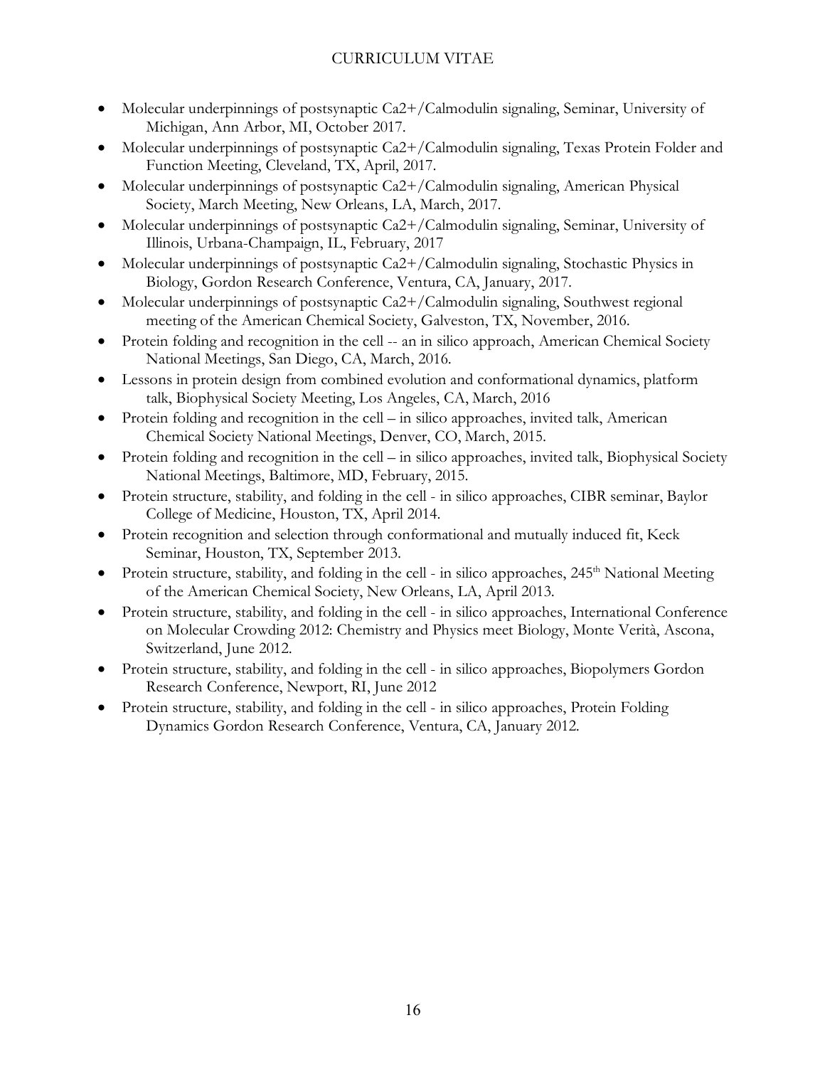- Molecular underpinnings of postsynaptic Ca2+/Calmodulin signaling, Seminar, University of Michigan, Ann Arbor, MI, October 2017.
- Molecular underpinnings of postsynaptic Ca2+/Calmodulin signaling, Texas Protein Folder and Function Meeting, Cleveland, TX, April, 2017.
- Molecular underpinnings of postsynaptic Ca2+/Calmodulin signaling, American Physical Society, March Meeting, New Orleans, LA, March, 2017.
- Molecular underpinnings of postsynaptic Ca2+/Calmodulin signaling, Seminar, University of Illinois, Urbana-Champaign, IL, February, 2017
- Molecular underpinnings of postsynaptic Ca2+/Calmodulin signaling, Stochastic Physics in Biology, Gordon Research Conference, Ventura, CA, January, 2017.
- Molecular underpinnings of postsynaptic Ca2+/Calmodulin signaling, Southwest regional meeting of the American Chemical Society, Galveston, TX, November, 2016.
- Protein folding and recognition in the cell -- an in silico approach, American Chemical Society National Meetings, San Diego, CA, March, 2016.
- Lessons in protein design from combined evolution and conformational dynamics, platform talk, Biophysical Society Meeting, Los Angeles, CA, March, 2016
- Protein folding and recognition in the cell – in silico approaches, invited talk, American Chemical Society National Meetings, Denver, CO, March, 2015.
- Protein folding and recognition in the cell – in silico approaches, invited talk, Biophysical Society National Meetings, Baltimore, MD, February, 2015.
- Protein structure, stability, and folding in the cell - in silico approaches, CIBR seminar, Baylor College of Medicine, Houston, TX, April 2014.
- Protein recognition and selection through conformational and mutually induced fit, Keck Seminar, Houston, TX, September 2013.
- Protein structure, stability, and folding in the cell - in silico approaches, 245th National Meeting of the American Chemical Society, New Orleans, LA, April 2013.
- Protein structure, stability, and folding in the cell - in silico approaches, International Conference on Molecular Crowding 2012: Chemistry and Physics meet Biology, Monte Verità, Ascona, Switzerland, June 2012.
- Protein structure, stability, and folding in the cell - in silico approaches, Biopolymers Gordon Research Conference, Newport, RI, June 2012
- Protein structure, stability, and folding in the cell - in silico approaches, Protein Folding Dynamics Gordon Research Conference, Ventura, CA, January 2012.